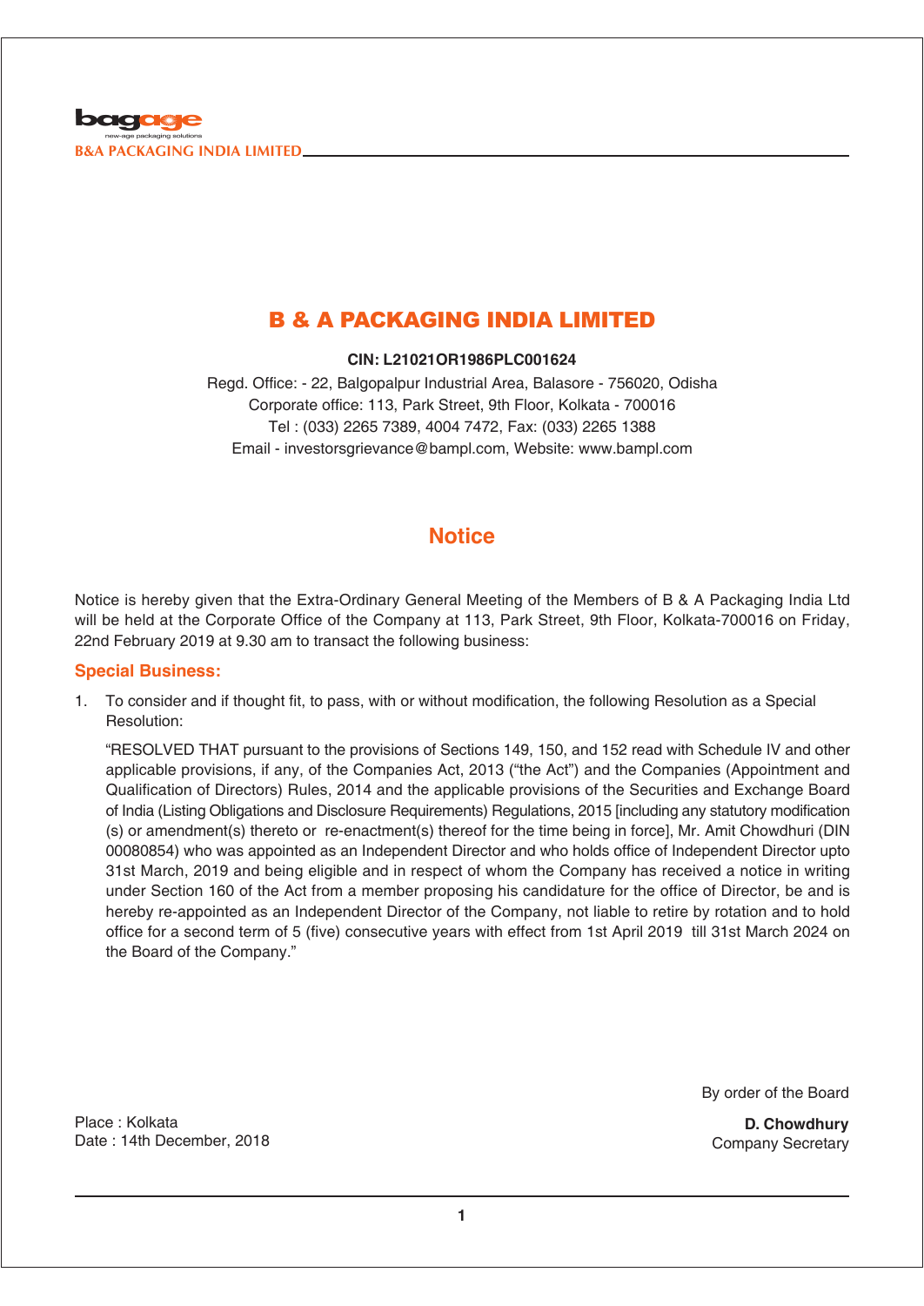# B & A PACKAGING INDIA LIMITED

**CIN: L21021OR1986PLC001624**

Regd. Office: - 22, Balgopalpur Industrial Area, Balasore - 756020, Odisha
Corporate office: 113, Park Street, 9th Floor, Kolkata - 700016
Tel : (033) 2265 7389, 4004 7472, Fax: (033) 2265 1388
Email - investorsgrievance@bampl.com, Website: www.bampl.com

## Notice

Notice is hereby given that the Extra-Ordinary General Meeting of the Members of B & A Packaging India Ltd will be held at the Corporate Office of the Company at 113, Park Street, 9th Floor, Kolkata-700016 on Friday, 22nd February 2019 at 9.30 am to transact the following business:

### Special Business:

1. To consider and if thought fit, to pass, with or without modification, the following Resolution as a Special Resolution:

   "RESOLVED THAT pursuant to the provisions of Sections 149, 150, and 152 read with Schedule IV and other applicable provisions, if any, of the Companies Act, 2013 ("the Act") and the Companies (Appointment and Qualification of Directors) Rules, 2014 and the applicable provisions of the Securities and Exchange Board of India (Listing Obligations and Disclosure Requirements) Regulations, 2015 [including any statutory modification (s) or amendment(s) thereto or re-enactment(s) thereof for the time being in force], Mr. Amit Chowdhuri (DIN 00080854) who was appointed as an Independent Director and who holds office of Independent Director upto 31st March, 2019 and being eligible and in respect of whom the Company has received a notice in writing under Section 160 of the Act from a member proposing his candidature for the office of Director, be and is hereby re-appointed as an Independent Director of the Company, not liable to retire by rotation and to hold office for a second term of 5 (five) consecutive years with effect from 1st April 2019 till 31st March 2024 on the Board of the Company."

By order of the Board

**D. Chowdhury**
Company Secretary

Place : Kolkata
Date : 14th December, 2018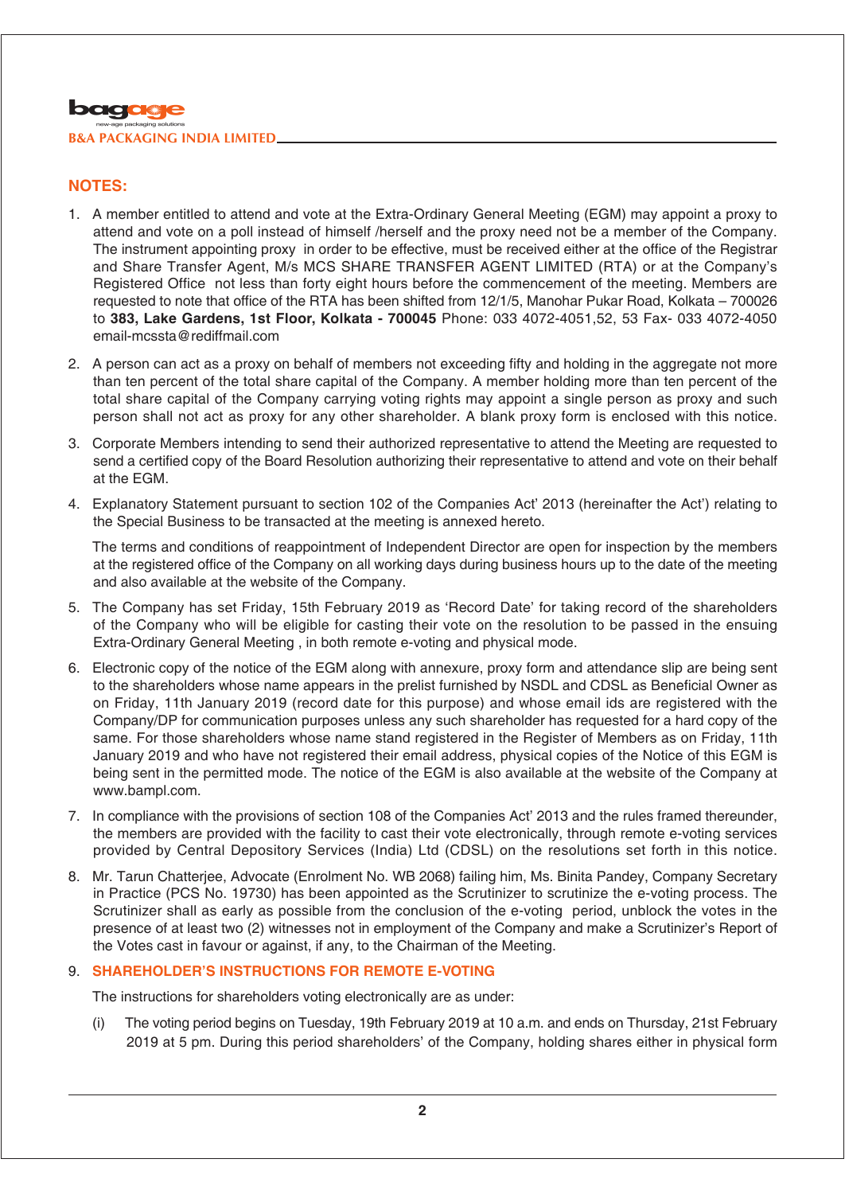## NOTES:

1. A member entitled to attend and vote at the Extra-Ordinary General Meeting (EGM) may appoint a proxy to attend and vote on a poll instead of himself /herself and the proxy need not be a member of the Company. The instrument appointing proxy in order to be effective, must be received either at the office of the Registrar and Share Transfer Agent, M/s MCS SHARE TRANSFER AGENT LIMITED (RTA) or at the Company's Registered Office not less than forty eight hours before the commencement of the meeting. Members are requested to note that office of the RTA has been shifted from 12/1/5, Manohar Pukar Road, Kolkata – 700026 to **383, Lake Gardens, 1st Floor, Kolkata - 700045** Phone: 033 4072-4051,52, 53 Fax- 033 4072-4050 email-mcssta@rediffmail.com

2. A person can act as a proxy on behalf of members not exceeding fifty and holding in the aggregate not more than ten percent of the total share capital of the Company. A member holding more than ten percent of the total share capital of the Company carrying voting rights may appoint a single person as proxy and such person shall not act as proxy for any other shareholder. A blank proxy form is enclosed with this notice.

3. Corporate Members intending to send their authorized representative to attend the Meeting are requested to send a certified copy of the Board Resolution authorizing their representative to attend and vote on their behalf at the EGM.

4. Explanatory Statement pursuant to section 102 of the Companies Act' 2013 (hereinafter the Act') relating to the Special Business to be transacted at the meeting is annexed hereto.

   The terms and conditions of reappointment of Independent Director are open for inspection by the members at the registered office of the Company on all working days during business hours up to the date of the meeting and also available at the website of the Company.

5. The Company has set Friday, 15th February 2019 as 'Record Date' for taking record of the shareholders of the Company who will be eligible for casting their vote on the resolution to be passed in the ensuing Extra-Ordinary General Meeting , in both remote e-voting and physical mode.

6. Electronic copy of the notice of the EGM along with annexure, proxy form and attendance slip are being sent to the shareholders whose name appears in the prelist furnished by NSDL and CDSL as Beneficial Owner as on Friday, 11th January 2019 (record date for this purpose) and whose email ids are registered with the Company/DP for communication purposes unless any such shareholder has requested for a hard copy of the same. For those shareholders whose name stand registered in the Register of Members as on Friday, 11th January 2019 and who have not registered their email address, physical copies of the Notice of this EGM is being sent in the permitted mode. The notice of the EGM is also available at the website of the Company at www.bampl.com.

7. In compliance with the provisions of section 108 of the Companies Act' 2013 and the rules framed thereunder, the members are provided with the facility to cast their vote electronically, through remote e-voting services provided by Central Depository Services (India) Ltd (CDSL) on the resolutions set forth in this notice.

8. Mr. Tarun Chatterjee, Advocate (Enrolment No. WB 2068) failing him, Ms. Binita Pandey, Company Secretary in Practice (PCS No. 19730) has been appointed as the Scrutinizer to scrutinize the e-voting process. The Scrutinizer shall as early as possible from the conclusion of the e-voting period, unblock the votes in the presence of at least two (2) witnesses not in employment of the Company and make a Scrutinizer's Report of the Votes cast in favour or against, if any, to the Chairman of the Meeting.

9. **SHAREHOLDER'S INSTRUCTIONS FOR REMOTE E-VOTING**

   The instructions for shareholders voting electronically are as under:

   (i) The voting period begins on Tuesday, 19th February 2019 at 10 a.m. and ends on Thursday, 21st February 2019 at 5 pm. During this period shareholders' of the Company, holding shares either in physical form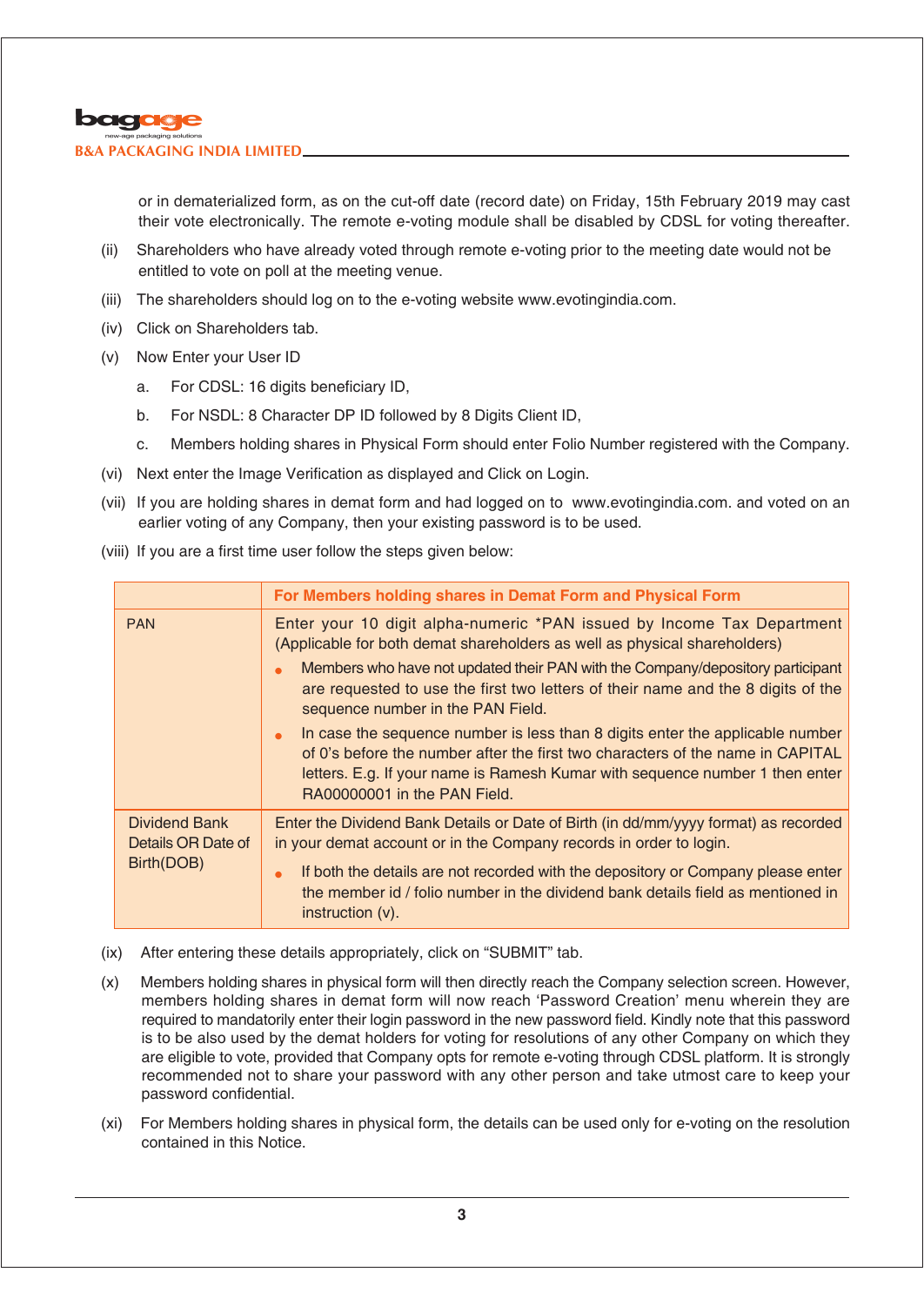or in dematerialized form, as on the cut-off date (record date) on Friday, 15th February 2019 may cast their vote electronically. The remote e-voting module shall be disabled by CDSL for voting thereafter.

(ii) Shareholders who have already voted through remote e-voting prior to the meeting date would not be entitled to vote on poll at the meeting venue.

(iii) The shareholders should log on to the e-voting website www.evotingindia.com.

(iv) Click on Shareholders tab.

(v) Now Enter your User ID

  a. For CDSL: 16 digits beneficiary ID,

  b. For NSDL: 8 Character DP ID followed by 8 Digits Client ID,

  c. Members holding shares in Physical Form should enter Folio Number registered with the Company.

(vi) Next enter the Image Verification as displayed and Click on Login.

(vii) If you are holding shares in demat form and had logged on to www.evotingindia.com. and voted on an earlier voting of any Company, then your existing password is to be used.

(viii) If you are a first time user follow the steps given below:

| | For Members holding shares in Demat Form and Physical Form |
|---|---|
| PAN | Enter your 10 digit alpha-numeric *PAN issued by Income Tax Department (Applicable for both demat shareholders as well as physical shareholders)<br>• Members who have not updated their PAN with the Company/depository participant are requested to use the first two letters of their name and the 8 digits of the sequence number in the PAN Field.<br>• In case the sequence number is less than 8 digits enter the applicable number of 0's before the number after the first two characters of the name in CAPITAL letters. E.g. If your name is Ramesh Kumar with sequence number 1 then enter RA00000001 in the PAN Field. |
| Dividend Bank Details OR Date of Birth(DOB) | Enter the Dividend Bank Details or Date of Birth (in dd/mm/yyyy format) as recorded in your demat account or in the Company records in order to login.<br>• If both the details are not recorded with the depository or Company please enter the member id / folio number in the dividend bank details field as mentioned in instruction (v). |

(ix) After entering these details appropriately, click on "SUBMIT" tab.

(x) Members holding shares in physical form will then directly reach the Company selection screen. However, members holding shares in demat form will now reach 'Password Creation' menu wherein they are required to mandatorily enter their login password in the new password field. Kindly note that this password is to be also used by the demat holders for voting for resolutions of any other Company on which they are eligible to vote, provided that Company opts for remote e-voting through CDSL platform. It is strongly recommended not to share your password with any other person and take utmost care to keep your password confidential.

(xi) For Members holding shares in physical form, the details can be used only for e-voting on the resolution contained in this Notice.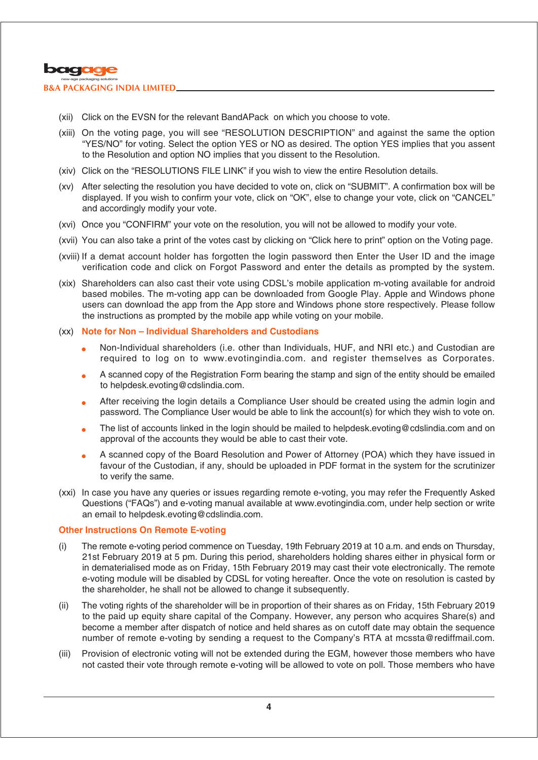(xii) Click on the EVSN for the relevant BandAPack on which you choose to vote.

(xiii) On the voting page, you will see "RESOLUTION DESCRIPTION" and against the same the option "YES/NO" for voting. Select the option YES or NO as desired. The option YES implies that you assent to the Resolution and option NO implies that you dissent to the Resolution.

(xiv) Click on the "RESOLUTIONS FILE LINK" if you wish to view the entire Resolution details.

(xv) After selecting the resolution you have decided to vote on, click on "SUBMIT". A confirmation box will be displayed. If you wish to confirm your vote, click on "OK", else to change your vote, click on "CANCEL" and accordingly modify your vote.

(xvi) Once you "CONFIRM" your vote on the resolution, you will not be allowed to modify your vote.

(xvii) You can also take a print of the votes cast by clicking on "Click here to print" option on the Voting page.

(xviii) If a demat account holder has forgotten the login password then Enter the User ID and the image verification code and click on Forgot Password and enter the details as prompted by the system.

(xix) Shareholders can also cast their vote using CDSL's mobile application m-voting available for android based mobiles. The m-voting app can be downloaded from Google Play. Apple and Windows phone users can download the app from the App store and Windows phone store respectively. Please follow the instructions as prompted by the mobile app while voting on your mobile.

(xx) **Note for Non – Individual Shareholders and Custodians**

- Non-Individual shareholders (i.e. other than Individuals, HUF, and NRI etc.) and Custodian are required to log on to www.evotingindia.com. and register themselves as Corporates.
- A scanned copy of the Registration Form bearing the stamp and sign of the entity should be emailed to helpdesk.evoting@cdslindia.com.
- After receiving the login details a Compliance User should be created using the admin login and password. The Compliance User would be able to link the account(s) for which they wish to vote on.
- The list of accounts linked in the login should be mailed to helpdesk.evoting@cdslindia.com and on approval of the accounts they would be able to cast their vote.
- A scanned copy of the Board Resolution and Power of Attorney (POA) which they have issued in favour of the Custodian, if any, should be uploaded in PDF format in the system for the scrutinizer to verify the same.

(xxi) In case you have any queries or issues regarding remote e-voting, you may refer the Frequently Asked Questions ("FAQs") and e-voting manual available at www.evotingindia.com, under help section or write an email to helpdesk.evoting@cdslindia.com.

### Other Instructions On Remote E-voting

(i) The remote e-voting period commence on Tuesday, 19th February 2019 at 10 a.m. and ends on Thursday, 21st February 2019 at 5 pm. During this period, shareholders holding shares either in physical form or in dematerialised mode as on Friday, 15th February 2019 may cast their vote electronically. The remote e-voting module will be disabled by CDSL for voting hereafter. Once the vote on resolution is casted by the shareholder, he shall not be allowed to change it subsequently.

(ii) The voting rights of the shareholder will be in proportion of their shares as on Friday, 15th February 2019 to the paid up equity share capital of the Company. However, any person who acquires Share(s) and become a member after dispatch of notice and held shares as on cutoff date may obtain the sequence number of remote e-voting by sending a request to the Company's RTA at mcssta@rediffmail.com.

(iii) Provision of electronic voting will not be extended during the EGM, however those members who have not casted their vote through remote e-voting will be allowed to vote on poll. Those members who have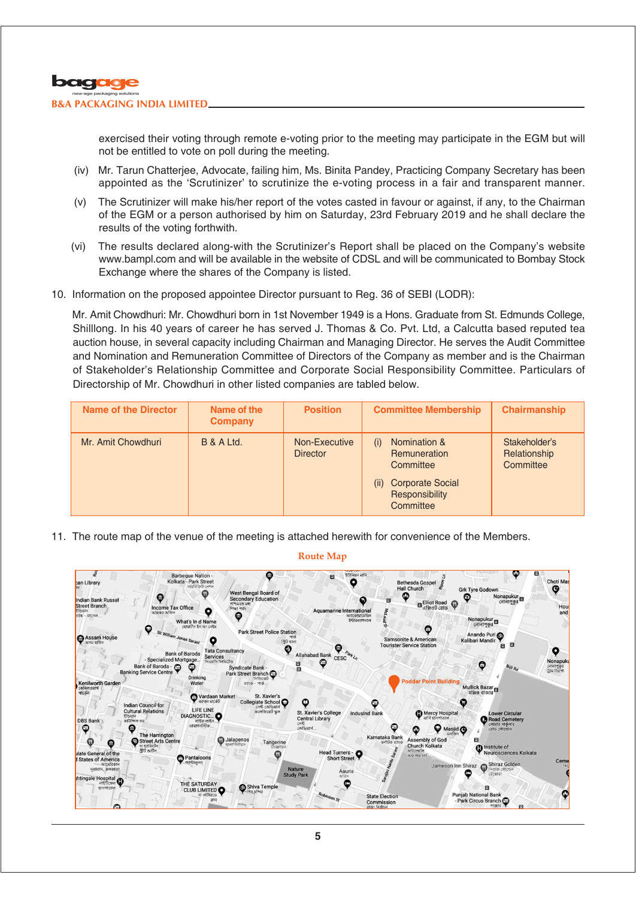exercised their voting through remote e-voting prior to the meeting may participate in the EGM but will not be entitled to vote on poll during the meeting.

(iv) Mr. Tarun Chatterjee, Advocate, failing him, Ms. Binita Pandey, Practicing Company Secretary has been appointed as the 'Scrutinizer' to scrutinize the e-voting process in a fair and transparent manner.

(v) The Scrutinizer will make his/her report of the votes casted in favour or against, if any, to the Chairman of the EGM or a person authorised by him on Saturday, 23rd February 2019 and he shall declare the results of the voting forthwith.

(vi) The results declared along-with the Scrutinizer's Report shall be placed on the Company's website www.bampl.com and will be available in the website of CDSL and will be communicated to Bombay Stock Exchange where the shares of the Company is listed.

10. Information on the proposed appointee Director pursuant to Reg. 36 of SEBI (LODR):

Mr. Amit Chowdhuri: Mr. Chowdhuri born in 1st November 1949 is a Hons. Graduate from St. Edmunds College, Shilllong. In his 40 years of career he has served J. Thomas & Co. Pvt. Ltd, a Calcutta based reputed tea auction house, in several capacity including Chairman and Managing Director. He serves the Audit Committee and Nomination and Remuneration Committee of Directors of the Company as member and is the Chairman of Stakeholder's Relationship Committee and Corporate Social Responsibility Committee. Particulars of Directorship of Mr. Chowdhuri in other listed companies are tabled below.

| Name of the Director | Name of the Company | Position | Committee Membership | Chairmanship |
|---|---|---|---|---|
| Mr. Amit Chowdhuri | B & A Ltd. | Non-Executive Director | (i) Nomination & Remuneration Committee<br>(ii) Corporate Social Responsibility Committee | Stakeholder's Relationship Committee |

11. The route map of the venue of the meeting is attached herewith for convenience of the Members.

**Route Map**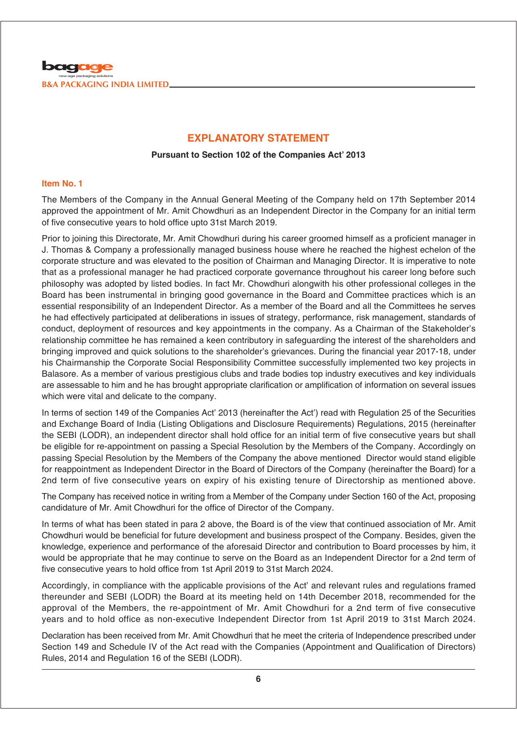## EXPLANATORY STATEMENT

**Pursuant to Section 102 of the Companies Act' 2013**

### Item No. 1

The Members of the Company in the Annual General Meeting of the Company held on 17th September 2014 approved the appointment of Mr. Amit Chowdhuri as an Independent Director in the Company for an initial term of five consecutive years to hold office upto 31st March 2019.

Prior to joining this Directorate, Mr. Amit Chowdhuri during his career groomed himself as a proficient manager in J. Thomas & Company a professionally managed business house where he reached the highest echelon of the corporate structure and was elevated to the position of Chairman and Managing Director. It is imperative to note that as a professional manager he had practiced corporate governance throughout his career long before such philosophy was adopted by listed bodies. In fact Mr. Chowdhuri alongwith his other professional colleges in the Board has been instrumental in bringing good governance in the Board and Committee practices which is an essential responsibility of an Independent Director. As a member of the Board and all the Committees he serves he had effectively participated at deliberations in issues of strategy, performance, risk management, standards of conduct, deployment of resources and key appointments in the company. As a Chairman of the Stakeholder's relationship committee he has remained a keen contributory in safeguarding the interest of the shareholders and bringing improved and quick solutions to the shareholder's grievances. During the financial year 2017-18, under his Chairmanship the Corporate Social Responsibility Committee successfully implemented two key projects in Balasore. As a member of various prestigious clubs and trade bodies top industry executives and key individuals are assessable to him and he has brought appropriate clarification or amplification of information on several issues which were vital and delicate to the company.

In terms of section 149 of the Companies Act' 2013 (hereinafter the Act') read with Regulation 25 of the Securities and Exchange Board of India (Listing Obligations and Disclosure Requirements) Regulations, 2015 (hereinafter the SEBI (LODR), an independent director shall hold office for an initial term of five consecutive years but shall be eligible for re-appointment on passing a Special Resolution by the Members of the Company. Accordingly on passing Special Resolution by the Members of the Company the above mentioned Director would stand eligible for reappointment as Independent Director in the Board of Directors of the Company (hereinafter the Board) for a 2nd term of five consecutive years on expiry of his existing tenure of Directorship as mentioned above.

The Company has received notice in writing from a Member of the Company under Section 160 of the Act, proposing candidature of Mr. Amit Chowdhuri for the office of Director of the Company.

In terms of what has been stated in para 2 above, the Board is of the view that continued association of Mr. Amit Chowdhuri would be beneficial for future development and business prospect of the Company. Besides, given the knowledge, experience and performance of the aforesaid Director and contribution to Board processes by him, it would be appropriate that he may continue to serve on the Board as an Independent Director for a 2nd term of five consecutive years to hold office from 1st April 2019 to 31st March 2024.

Accordingly, in compliance with the applicable provisions of the Act' and relevant rules and regulations framed thereunder and SEBI (LODR) the Board at its meeting held on 14th December 2018, recommended for the approval of the Members, the re-appointment of Mr. Amit Chowdhuri for a 2nd term of five consecutive years and to hold office as non-executive Independent Director from 1st April 2019 to 31st March 2024.

Declaration has been received from Mr. Amit Chowdhuri that he meet the criteria of Independence prescribed under Section 149 and Schedule IV of the Act read with the Companies (Appointment and Qualification of Directors) Rules, 2014 and Regulation 16 of the SEBI (LODR).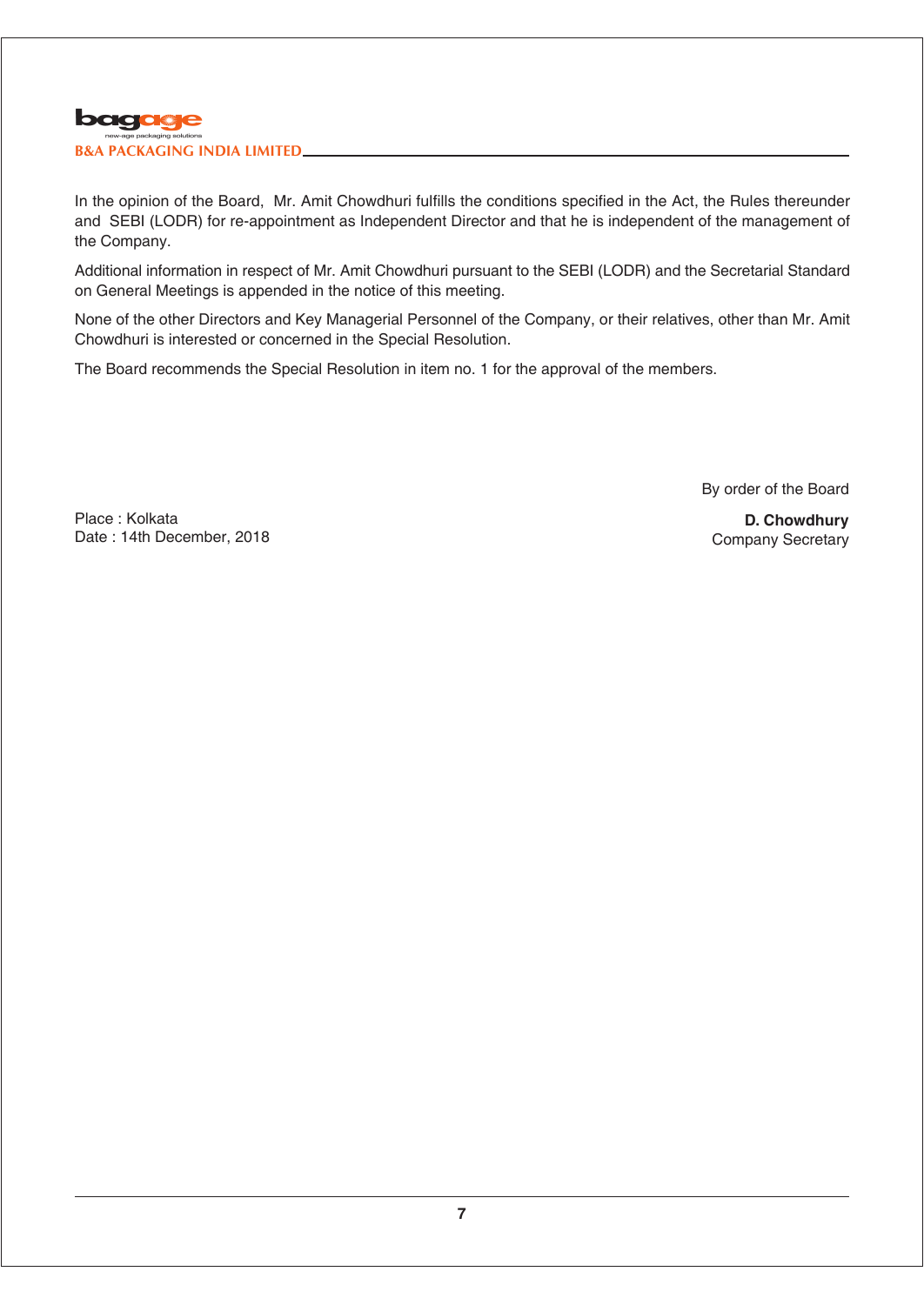In the opinion of the Board, Mr. Amit Chowdhuri fulfills the conditions specified in the Act, the Rules thereunder and SEBI (LODR) for re-appointment as Independent Director and that he is independent of the management of the Company.

Additional information in respect of Mr. Amit Chowdhuri pursuant to the SEBI (LODR) and the Secretarial Standard on General Meetings is appended in the notice of this meeting.

None of the other Directors and Key Managerial Personnel of the Company, or their relatives, other than Mr. Amit Chowdhuri is interested or concerned in the Special Resolution.

The Board recommends the Special Resolution in item no. 1 for the approval of the members.

By order of the Board

Place : Kolkata
Date : 14th December, 2018

**D. Chowdhury**
Company Secretary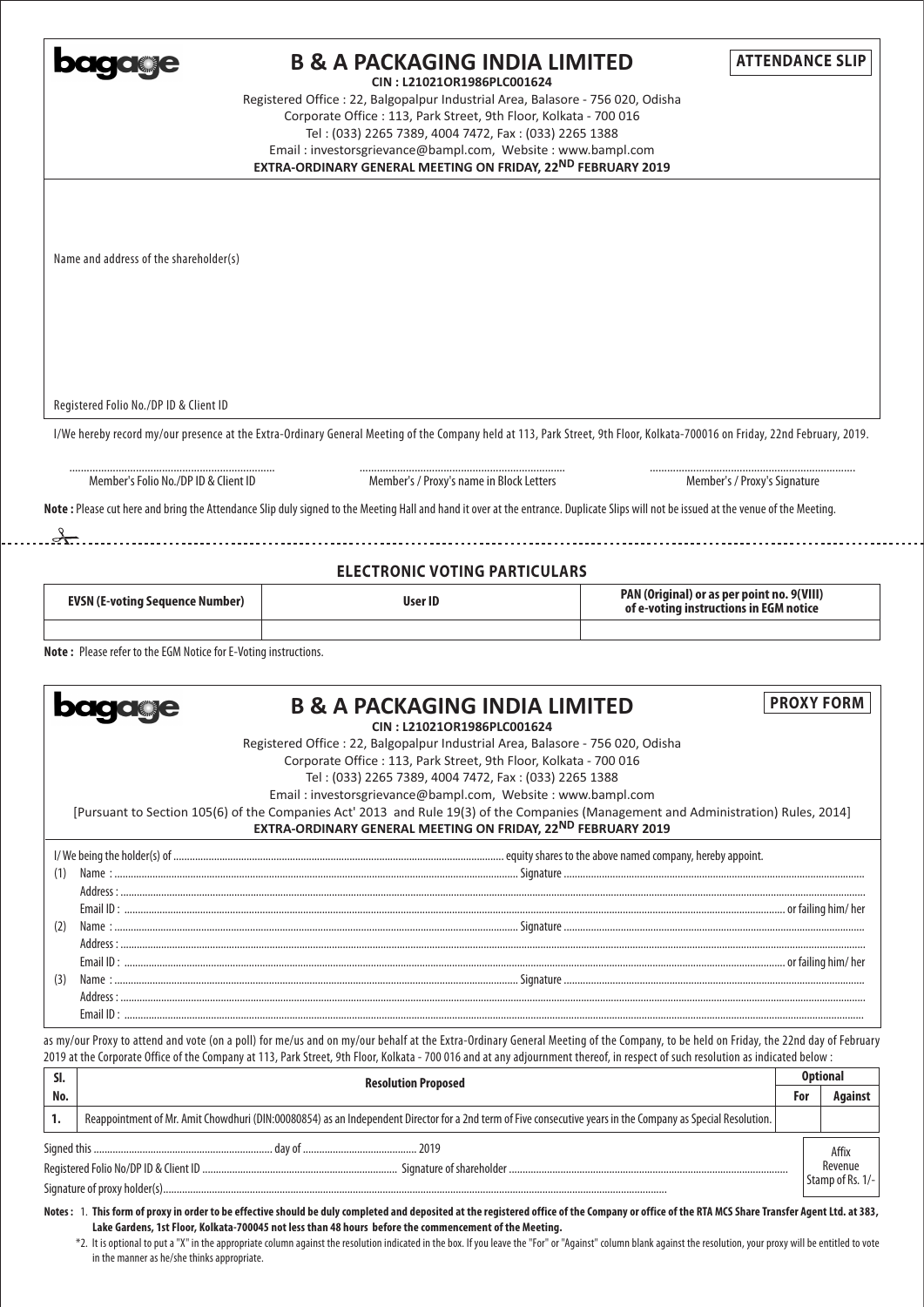bagage

# B & A PACKAGING INDIA LIMITED

**ATTENDANCE SLIP**

**CIN : L21021OR1986PLC001624**

Registered Office : 22, Balgopalpur Industrial Area, Balasore - 756 020, Odisha

Corporate Office : 113, Park Street, 9th Floor, Kolkata - 700 016

Tel : (033) 2265 7389, 4004 7472, Fax : (033) 2265 1388

Email : investorsgrievance@bampl.com, Website : www.bampl.com

**EXTRA-ORDINARY GENERAL MEETING ON FRIDAY, 22ND FEBRUARY 2019**

Name and address of the shareholder(s)

Registered Folio No./DP ID & Client ID

I/We hereby record my/our presence at the Extra-Ordinary General Meeting of the Company held at 113, Park Street, 9th Floor, Kolkata-700016 on Friday, 22nd February, 2019.

| ........................................ | ........................................ | ........................................ |
|---|---|---|
| Member's Folio No./DP ID & Client ID | Member's / Proxy's name in Block Letters | Member's / Proxy's Signature |

**Note :** Please cut here and bring the Attendance Slip duly signed to the Meeting Hall and hand it over at the entrance. Duplicate Slips will not be issued at the venue of the Meeting.

## ELECTRONIC VOTING PARTICULARS

| EVSN (E-voting Sequence Number) | User ID | PAN (Original) or as per point no. 9(VIII) of e-voting instructions in EGM notice |
|---|---|---|
| | | |

**Note :** Please refer to the EGM Notice for E-Voting instructions.

bagage

# B & A PACKAGING INDIA LIMITED

**PROXY FORM**

**CIN : L21021OR1986PLC001624**

Registered Office : 22, Balgopalpur Industrial Area, Balasore - 756 020, Odisha

Corporate Office : 113, Park Street, 9th Floor, Kolkata - 700 016

Tel : (033) 2265 7389, 4004 7472, Fax : (033) 2265 1388

Email : investorsgrievance@bampl.com, Website : www.bampl.com

[Pursuant to Section 105(6) of the Companies Act' 2013 and Rule 19(3) of the Companies (Management and Administration) Rules, 2014]

**EXTRA-ORDINARY GENERAL MEETING ON FRIDAY, 22ND FEBRUARY 2019**

I/ We being the holder(s) of .................................................. equity shares to the above named company, hereby appoint.

(1) Name : .................................................. Signature ..................................................
Address : ..................................................
Email ID : .................................................. or failing him/ her

(2) Name : .................................................. Signature ..................................................
Address : ..................................................
Email ID : .................................................. or failing him/ her

(3) Name : .................................................. Signature ..................................................
Address : ..................................................
Email ID : ..................................................

as my/our Proxy to attend and vote (on a poll) for me/us and on my/our behalf at the Extra-Ordinary General Meeting of the Company, to be held on Friday, the 22nd day of February 2019 at the Corporate Office of the Company at 113, Park Street, 9th Floor, Kolkata - 700 016 and at any adjournment thereof, in respect of such resolution as indicated below :

| Sl. No. | Resolution Proposed | Optional | |
|---|---|---|---|
| | | For | Against |
| 1. | Reappointment of Mr. Amit Chowdhuri (DIN:00080854) as an Independent Director for a 2nd term of Five consecutive years in the Company as Special Resolution. | | |

Signed this .................................. day of .................................. 2019

Registered Folio No/DP ID & Client ID .................................. Signature of shareholder ..................................

Signature of proxy holder(s)..................................

Affix Revenue Stamp of Rs. 1/-

**Notes :** 1. **This form of proxy in order to be effective should be duly completed and deposited at the registered office of the Company or office of the RTA MCS Share Transfer Agent Ltd. at 383, Lake Gardens, 1st Floor, Kolkata-700045 not less than 48 hours before the commencement of the Meeting.**

*2. It is optional to put a "X" in the appropriate column against the resolution indicated in the box. If you leave the "For" or "Against" column blank against the resolution, your proxy will be entitled to vote in the manner as he/she thinks appropriate.